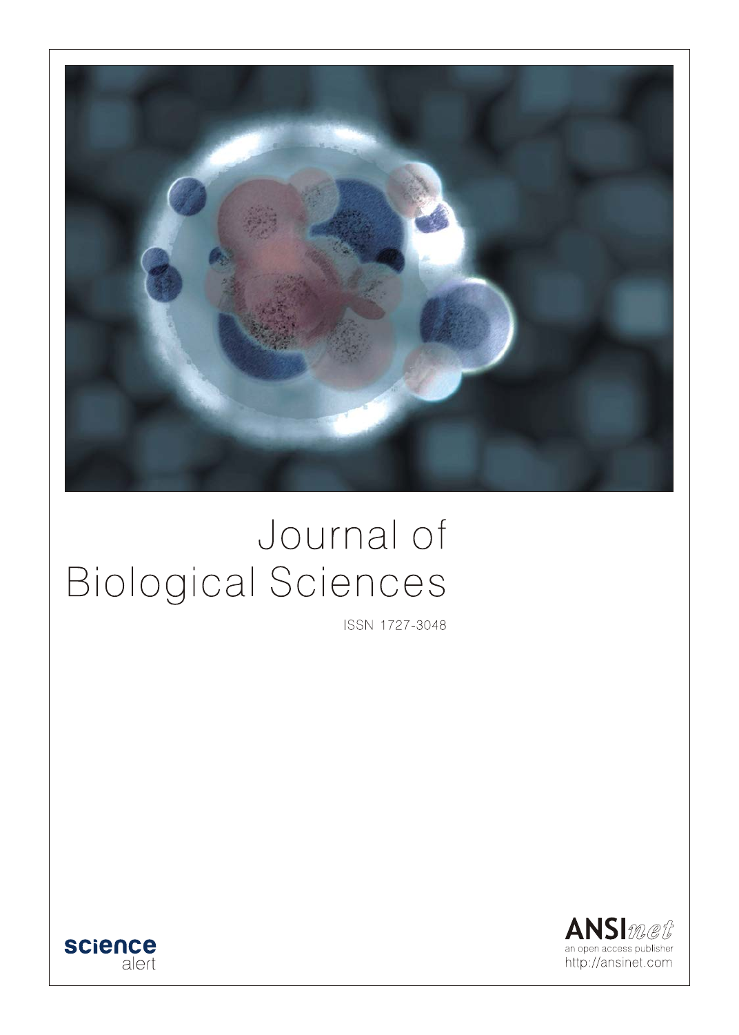# Journal of Biological Sciences

ISSN 1727-3048

science alert

ANSInet
an open access publisher
http://ansinet.com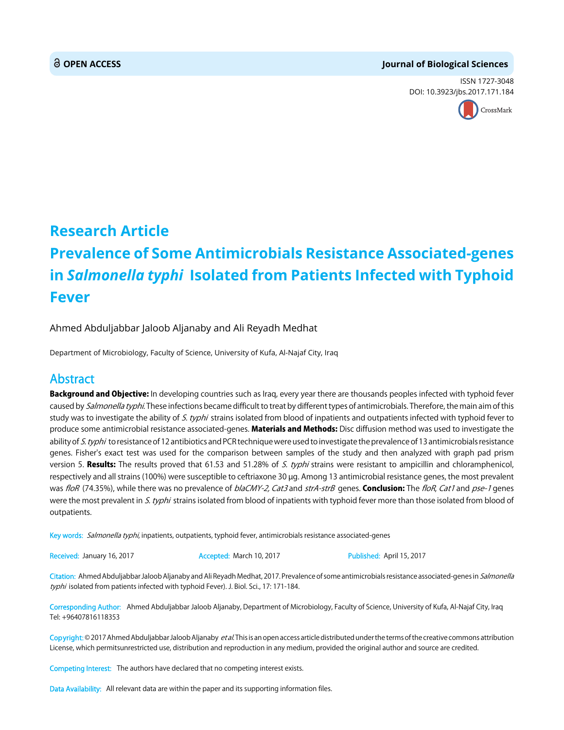**OPEN ACCESS**

**Journal of Biological Sciences**

ISSN 1727-3048
DOI: 10.3923/jbs.2017.171.184

# Research Article
# Prevalence of Some Antimicrobials Resistance Associated-genes in *Salmonella typhi* Isolated from Patients Infected with Typhoid Fever

Ahmed Abduljabbar Jaloob Aljanaby and Ali Reyadh Medhat

Department of Microbiology, Faculty of Science, University of Kufa, Al-Najaf City, Iraq

## Abstract

**Background and Objective:** In developing countries such as Iraq, every year there are thousands peoples infected with typhoid fever caused by *Salmonella typhi*. These infections became difficult to treat by different types of antimicrobials. Therefore, the main aim of this study was to investigate the ability of *S. typhi* strains isolated from blood of inpatients and outpatients infected with typhoid fever to produce some antimicrobial resistance associated-genes. **Materials and Methods:** Disc diffusion method was used to investigate the ability of *S. typhi* to resistance of 12 antibiotics and PCR technique were used to investigate the prevalence of 13 antimicrobials resistance genes. Fisher's exact test was used for the comparison between samples of the study and then analyzed with graph pad prism version 5. **Results:** The results proved that 61.53 and 51.28% of *S. typhi* strains were resistant to ampicillin and chloramphenicol, respectively and all strains (100%) were susceptible to ceftriaxone 30 μg. Among 13 antimicrobial resistance genes, the most prevalent was *floR* (74.35%), while there was no prevalence of *blaCMY-2, Cat3* and *strA-strB* genes. **Conclusion:** The *floR*, *Cat1* and *pse-1* genes were the most prevalent in *S. typhi* strains isolated from blood of inpatients with typhoid fever more than those isolated from blood of outpatients.

Key words: *Salmonella typhi*, inpatients, outpatients, typhoid fever, antimicrobials resistance associated-genes

Received: January 16, 2017 Accepted: March 10, 2017 Published: April 15, 2017

Citation: Ahmed Abduljabbar Jaloob Aljanaby and Ali Reyadh Medhat, 2017. Prevalence of some antimicrobials resistance associated-genes in *Salmonella typhi* isolated from patients infected with typhoid Fever). J. Biol. Sci., 17: 171-184.

Corresponding Author: Ahmed Abduljabbar Jaloob Aljanaby, Department of Microbiology, Faculty of Science, University of Kufa, Al-Najaf City, Iraq Tel: +96407816118353

Copyright: © 2017 Ahmed Abduljabbar Jaloob Aljanaby *et al*. This is an open access article distributed under the terms of the creative commons attribution License, which permitsunrestricted use, distribution and reproduction in any medium, provided the original author and source are credited.

Competing Interest: The authors have declared that no competing interest exists.

Data Availability: All relevant data are within the paper and its supporting information files.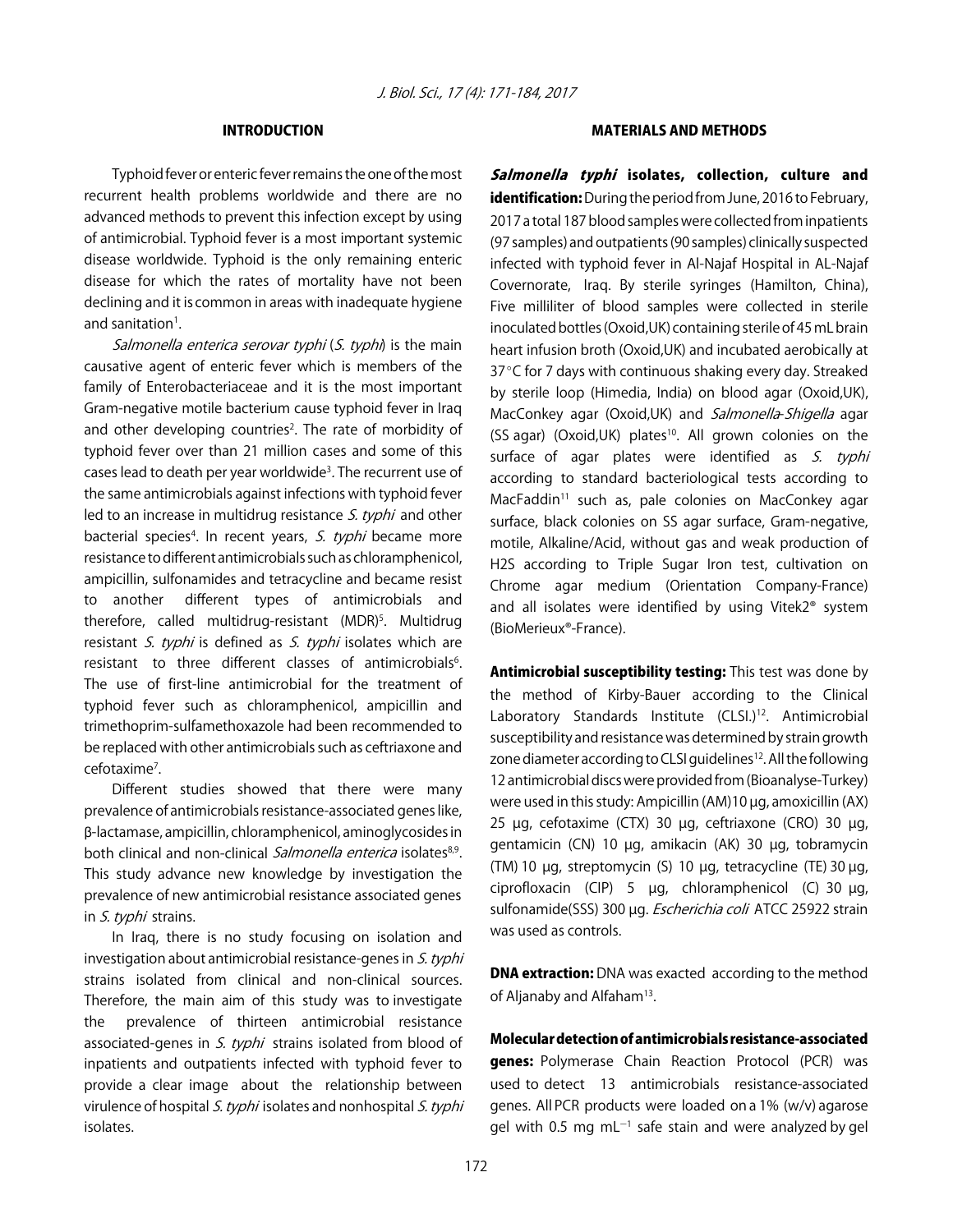## INTRODUCTION

Typhoid fever or enteric fever remains the one of the most recurrent health problems worldwide and there are no advanced methods to prevent this infection except by using of antimicrobial. Typhoid fever is a most important systemic disease worldwide. Typhoid is the only remaining enteric disease for which the rates of mortality have not been declining and it is common in areas with inadequate hygiene and sanitation[1].

*Salmonella enterica serovar typhi* (*S. typhi*) is the main causative agent of enteric fever which is members of the family of Enterobacteriaceae and it is the most important Gram-negative motile bacterium cause typhoid fever in Iraq and other developing countries[2]. The rate of morbidity of typhoid fever over than 21 million cases and some of this cases lead to death per year worldwide[3]. The recurrent use of the same antimicrobials against infections with typhoid fever led to an increase in multidrug resistance *S. typhi* and other bacterial species[4]. In recent years, *S. typhi* became more resistance to different antimicrobials such as chloramphenicol, ampicillin, sulfonamides and tetracycline and became resist to another different types of antimicrobials and therefore, called multidrug-resistant (MDR)[5]. Multidrug resistant *S. typhi* is defined as *S. typhi* isolates which are resistant to three different classes of antimicrobials[6]. The use of first-line antimicrobial for the treatment of typhoid fever such as chloramphenicol, ampicillin and trimethoprim-sulfamethoxazole had been recommended to be replaced with other antimicrobials such as ceftriaxone and cefotaxime[7].

Different studies showed that there were many prevalence of antimicrobials resistance-associated genes like, β-lactamase, ampicillin, chloramphenicol, aminoglycosides in both clinical and non-clinical *Salmonella enterica* isolates[8,9]. This study advance new knowledge by investigation the prevalence of new antimicrobial resistance associated genes in *S. typhi* strains.

In Iraq, there is no study focusing on isolation and investigation about antimicrobial resistance-genes in *S. typhi* strains isolated from clinical and non-clinical sources. Therefore, the main aim of this study was to investigate the prevalence of thirteen antimicrobial resistance associated-genes in *S. typhi* strains isolated from blood of inpatients and outpatients infected with typhoid fever to provide a clear image about the relationship between virulence of hospital *S. typhi* isolates and nonhospital *S. typhi* isolates.

## MATERIALS AND METHODS

***Salmonella typhi* isolates, collection, culture and identification:** During the period from June, 2016 to February, 2017 a total 187 blood samples were collected from inpatients (97 samples) and outpatients (90 samples) clinically suspected infected with typhoid fever in Al-Najaf Hospital in AL-Najaf Covernorate, Iraq. By sterile syringes (Hamilton, China), Five milliliter of blood samples were collected in sterile inoculated bottles (Oxoid,UK) containing sterile of 45 mL brain heart infusion broth (Oxoid,UK) and incubated aerobically at 37°C for 7 days with continuous shaking every day. Streaked by sterile loop (Himedia, India) on blood agar (Oxoid,UK), MacConkey agar (Oxoid,UK) and *Salmonella-Shigella* agar (SS agar) (Oxoid,UK) plates[10]. All grown colonies on the surface of agar plates were identified as *S. typhi* according to standard bacteriological tests according to MacFaddin[11] such as, pale colonies on MacConkey agar surface, black colonies on SS agar surface, Gram-negative, motile, Alkaline/Acid, without gas and weak production of H2S according to Triple Sugar Iron test, cultivation on Chrome agar medium (Orientation Company-France) and all isolates were identified by using Vitek2® system (BioMerieux®-France).

**Antimicrobial susceptibility testing:** This test was done by the method of Kirby-Bauer according to the Clinical Laboratory Standards Institute (CLSI.)[12]. Antimicrobial susceptibility and resistance was determined by strain growth zone diameter according to CLSI guidelines[12]. All the following 12 antimicrobial discs were provided from (Bioanalyse-Turkey) were used in this study: Ampicillin (AM) 10 μg, amoxicillin (AX) 25 μg, cefotaxime (CTX) 30 μg, ceftriaxone (CRO) 30 μg, gentamicin (CN) 10 μg, amikacin (AK) 30 μg, tobramycin (TM) 10 μg, streptomycin (S) 10 μg, tetracycline (TE) 30 μg, ciprofloxacin (CIP) 5 μg, chloramphenicol (C) 30 μg, sulfonamide(SSS) 300 μg. *Escherichia coli* ATCC 25922 strain was used as controls.

**DNA extraction:** DNA was exacted according to the method of Aljanaby and Alfaham[13].

**Molecular detection of antimicrobials resistance-associated genes:** Polymerase Chain Reaction Protocol (PCR) was used to detect 13 antimicrobials resistance-associated genes. All PCR products were loaded on a 1% (w/v) agarose gel with 0.5 mg $mL^{-1}$ safe stain and were analyzed by gel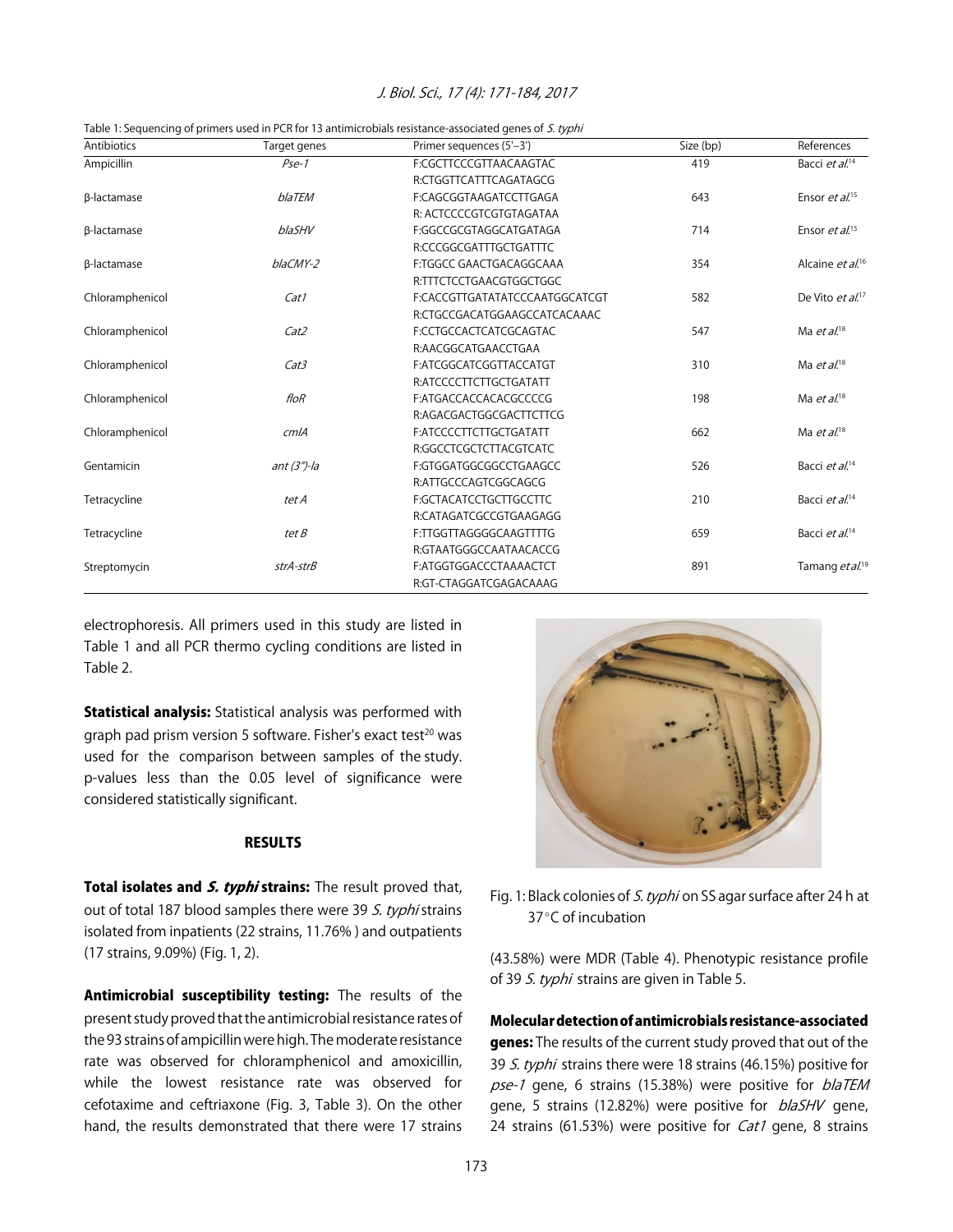Table 1: Sequencing of primers used in PCR for 13 antimicrobials resistance-associated genes of *S. typhi*

| Antibiotics | Target genes | Primer sequences (5'–3') | Size (bp) | References |
|---|---|---|---|---|
| Ampicillin | *Pse-1* | F:CGCTTCCCGTTAACAAGTAC | 419 | Bacci *et al.*[14] |
| | | R:CTGGTTCATTTCAGATAGCG | | |
| β-lactamase | *blaTEM* | F:CAGCGGTAAGATCCTTGAGA | 643 | Ensor *et al.*[15] |
| | | R: ACTCCCCGTCGTGTAGATAA | | |
| β-lactamase | *blaSHV* | F:GGCCGCGTAGGCATGATAGA | 714 | Ensor *et al.*[15] |
| | | R:CCCGGCGATTTGCTGATTTC | | |
| β-lactamase | *blaCMY-2* | F:TGGCC GAACTGACAGGCAAA | 354 | Alcaine *et al.*[16] |
| | | R:TTTCTCCTGAACGTGGCTGGC | | |
| Chloramphenicol | *Cat1* | F:CACCGTTGATATATCCCAATGGCATCGT | 582 | De Vito *et al.*[17] |
| | | R:CTGCCGACATGGAAGCCATCACAAAC | | |
| Chloramphenicol | *Cat2* | F:CCTGCCACTCATCGCAGTAC | 547 | Ma *et al.*[18] |
| | | R:AACGGCATGAACCTGAA | | |
| Chloramphenicol | *Cat3* | F:ATCGGCATCGGTTACCATGT | 310 | Ma *et al.*[18] |
| | | R:ATCCCCTTCTTGCTGATATT | | |
| Chloramphenicol | *floR* | F:ATGACCACCACACGCCCCG | 198 | Ma *et al.*[18] |
| | | R:AGACGACTGGCGACTTCTTCG | | |
| Chloramphenicol | *cmlA* | F:ATCCCCTTCTTGCTGATATT | 662 | Ma *et al.*[18] |
| | | R:GGCCTCGCTCTTACGTCATC | | |
| Gentamicin | *ant (3")-la* | F:GTGGATGGCGGCCTGAAGCC | 526 | Bacci *et al.*[14] |
| | | R:ATTGCCCAGTCGGCAGCG | | |
| Tetracycline | *tet A* | F:GCTACATCCTGCTTGCCTTC | 210 | Bacci *et al.*[14] |
| | | R:CATAGATCGCCGTGAAGAGG | | |
| Tetracycline | *tet B* | F:TTGGTTAGGGGCAAGTTTTG | 659 | Bacci *et al.*[14] |
| | | R:GTAATGGGCCAATAACACCG | | |
| Streptomycin | *strA-strB* | F:ATGGTGGACCCTAAAACTCT | 891 | Tamang *et al.*[19] |
| | | R:GT-CTAGGATCGAGACAAAG | | |

electrophoresis. All primers used in this study are listed in Table 1 and all PCR thermo cycling conditions are listed in Table 2.

**Statistical analysis:** Statistical analysis was performed with graph pad prism version 5 software. Fisher's exact test[20] was used for the comparison between samples of the study. p-values less than the 0.05 level of significance were considered statistically significant.

## RESULTS

**Total isolates and *S. typhi* strains:** The result proved that, out of total 187 blood samples there were 39 *S. typhi* strains isolated from inpatients (22 strains, 11.76%) and outpatients (17 strains, 9.09%) (Fig. 1, 2).

Fig. 1: Black colonies of *S. typhi* on SS agar surface after 24 h at 37°C of incubation

**Antimicrobial susceptibility testing:** The results of the present study proved that the antimicrobial resistance rates of the 93 strains of ampicillin were high. The moderate resistance rate was observed for chloramphenicol and amoxicillin, while the lowest resistance rate was observed for cefotaxime and ceftriaxone (Fig. 3, Table 3). On the other hand, the results demonstrated that there were 17 strains (43.58%) were MDR (Table 4). Phenotypic resistance profile of 39 *S. typhi* strains are given in Table 5.

**Molecular detection of antimicrobials resistance-associated genes:** The results of the current study proved that out of the 39 *S. typhi* strains there were 18 strains (46.15%) positive for *pse-1* gene, 6 strains (15.38%) were positive for *blaTEM* gene, 5 strains (12.82%) were positive for *blaSHV* gene, 24 strains (61.53%) were positive for *Cat1* gene, 8 strains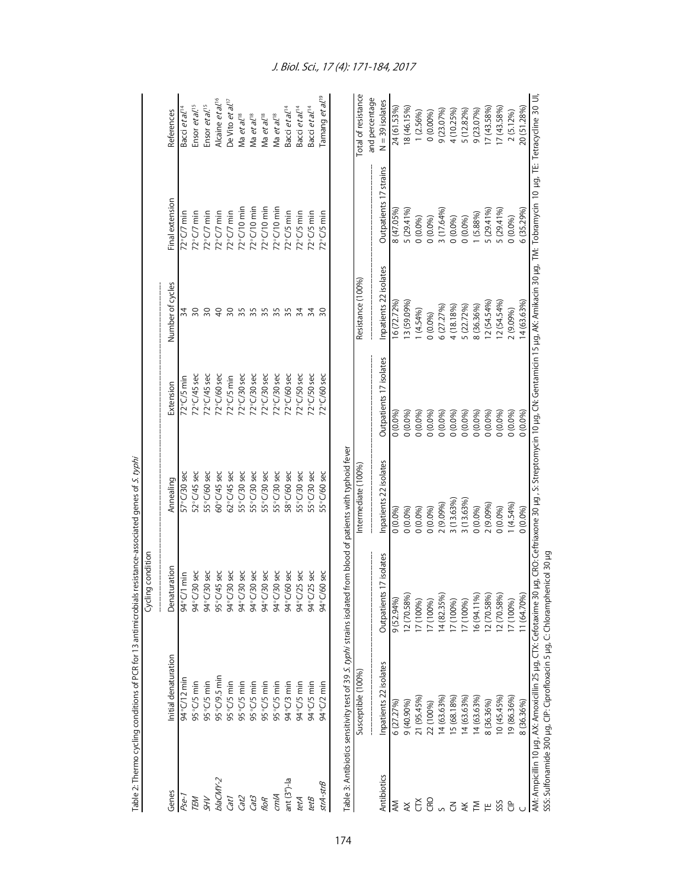Table 2: Thermo cycling conditions of PCR for 13 antimicrobials resistance-associated genes of *S. typhi*

| Genes | Initial denaturation | Denaturation | Annealing | Extension | Number of cycles | Final extension | References |
|---|---|---|---|---|---|---|---|
| *Pse-1* | 94°C/12 min | 94°C/1 min | 57°C/30 sec | 72°C/5 min | 34 | 72°C/7 min | Bacci *et al.*[14] |
| *TEM* | 95°C/5 min | 94°C/30 sec | 52°C/45 sec | 72°C/45 sec | 30 | 72°C/7 min | Ensor *et al.*[15] |
| *SHV* | 95°C/5 min | 94°C/30 sec | 55°C/60 sec | 72°C/45 sec | 30 | 72°C/7 min | Ensor *et al.*[15] |
| *blaCMY-2* | 95°C/9.5 min | 95°C/45 sec | 60°C/45 sec | 72°C/60 sec | 40 | 72°C/7 min | Alcaine *et al.*[16] |
| *Cat1* | 95°C/5 min | 94°C/30 sec | 62°C/45 sec | 72°C/5 min | 30 | 72°C/7 min | De Vito *et al.*[17] |
| *Cat2* | 95°C/5 min | 94°C/30 sec | 55°C/30 sec | 72°C/30 sec | 35 | 72°C/10 min | Ma *et al.*[18] |
| *Cat3* | 95°C/5 min | 94°C/30 sec | 55°C/30 sec | 72°C/30 sec | 35 | 72°C/10 min | Ma *et al.*[18] |
| *floR* | 95°C/5 min | 94°C/30 sec | 55°C/30 sec | 72°C/30 sec | 35 | 72°C/10 min | Ma *et al.*[18] |
| *cmlA* | 95°C/5 min | 94°C/30 sec | 55°C/30 sec | 72°C/30 sec | 35 | 72°C/10 min | Ma *et al.*[18] |
| ant (3")-Ia | 94°C/3 min | 94°C/60 sec | 58°C/60 sec | 72°C/60 sec | 35 | 72°C/5 min | Bacci *et al.*[14] |
| *tetA* | 94°C/5 min | 94°C/25 sec | 55°C/30 sec | 72°C/50 sec | 34 | 72°C/5 min | Bacci *et al.*[14] |
| *tetB* | 94°C/5 min | 94°C/25 sec | 55°C/30 sec | 72°C/50 sec | 34 | 72°C/5 min | Bacci *et al.*[14] |
| *strA-strB* | 94°C/2 min | 94°C/60 sec | 55°C/60 sec | 72°C/60 sec | 30 | 72°C/5 min | Tamang *et al.*[19] |

Table 3: Antibiotics sensitivity test of 39 *S. typhi* strains isolated from blood of patients with typhoid fever

| Antibiotics | Susceptible (100%) | | Intermediate (100%) | | Resistance (100%) | | Total of resistance and percentage |
|---|---|---|---|---|---|---|---|
| | Inpatients 22 isolates | Outpatients 17 isolates | Inpatients 22 isolates | Outpatients 17 isolates | Inpatients 22 isolates | Outpatients 17 strains | N = 39 isolates |
| AM | 6 (27.27%) | 9 (52.94%) | 0 (0.0%) | 0 (0.0%) | 16 (72.72%) | 8 (47.05%) | 24 (61.53%) |
| AX | 9 (40.90%) | 12 (70.58%) | 0 (0.0%) | 0 (0.0%) | 13 (59.09%) | 5 (29.41%) | 18 (46.15%) |
| CTX | 21 (95.45%) | 17 (100%) | 0 (0.0%) | 0 (0.0%) | 1 (4.54%) | 0 (0.0%) | 1 (2.56%) |
| CRO | 22 (100%) | 17 (100%) | 0 (0.0%) | 0 (0.0%) | 0 (0.0%) | 0 (0.0%) | 0 (0.00%) |
| S | 14 (63.63%) | 14 (82.35%) | 2 (9.09%) | 0 (0.0%) | 6 (27.27%) | 3 (17.64%) | 9 (23.07%) |
| CN | 15 (68.18%) | 17 (100%) | 3 (13.63%) | 0 (0.0%) | 4 (18.18%) | 0 (0.0%) | 4 (10.25%) |
| AK | 14 (63.63%) | 17 (100%) | 3 (13.63%) | 0 (0.0%) | 5 (22.72%) | 0 (0.0%) | 5 (12.82%) |
| TM | 14 (63.63%) | 16 (94.11%) | 0 (0.0%) | 0 (0.0%) | 8 (36.36%) | 1 (5.88%) | 9 (23.07%) |
| TE | 8 (36.36%) | 12 (70.58%) | 2 (9.09%) | 0 (0.0%) | 12 (54.54%) | 5 (29.41%) | 17 (43.58%) |
| SSS | 10 (45.45%) | 12 (70.58%) | 0 (0.0%) | 0 (0.0%) | 12 (54.54%) | 5 (29.41%) | 17 (43.58%) |
| CIP | 19 (86.36%) | 17 (100%) | 1 (4.54%) | 0 (0.0%) | 2 (9.09%) | 0 (0.0%) | 2 (5.12%) |
| C | 8 (36.36%) | 11 (64.70%) | 0 (0.0%) | 0 (0.0%) | 14 (63.63%) | 6 (35.29%) | 20 (51.28%) |

AM: Ampicillin 10 µg, AX: Amoxicillin 25 µg, CTX: Cefotaxime 30 µg, CRO: Ceftriaxone 30 µg, S: Streptomycin 10 µg, CN: Gentamicin 15 µg, AK: Amikacin 30 µg, TM: Tobramycin 10 µg, TE: Tetracycline 30 UI, SSS: Sulfonamide 300 µg, CIP: Ciprofloxacin 5 µg, C: Chloramphenicol 30 µg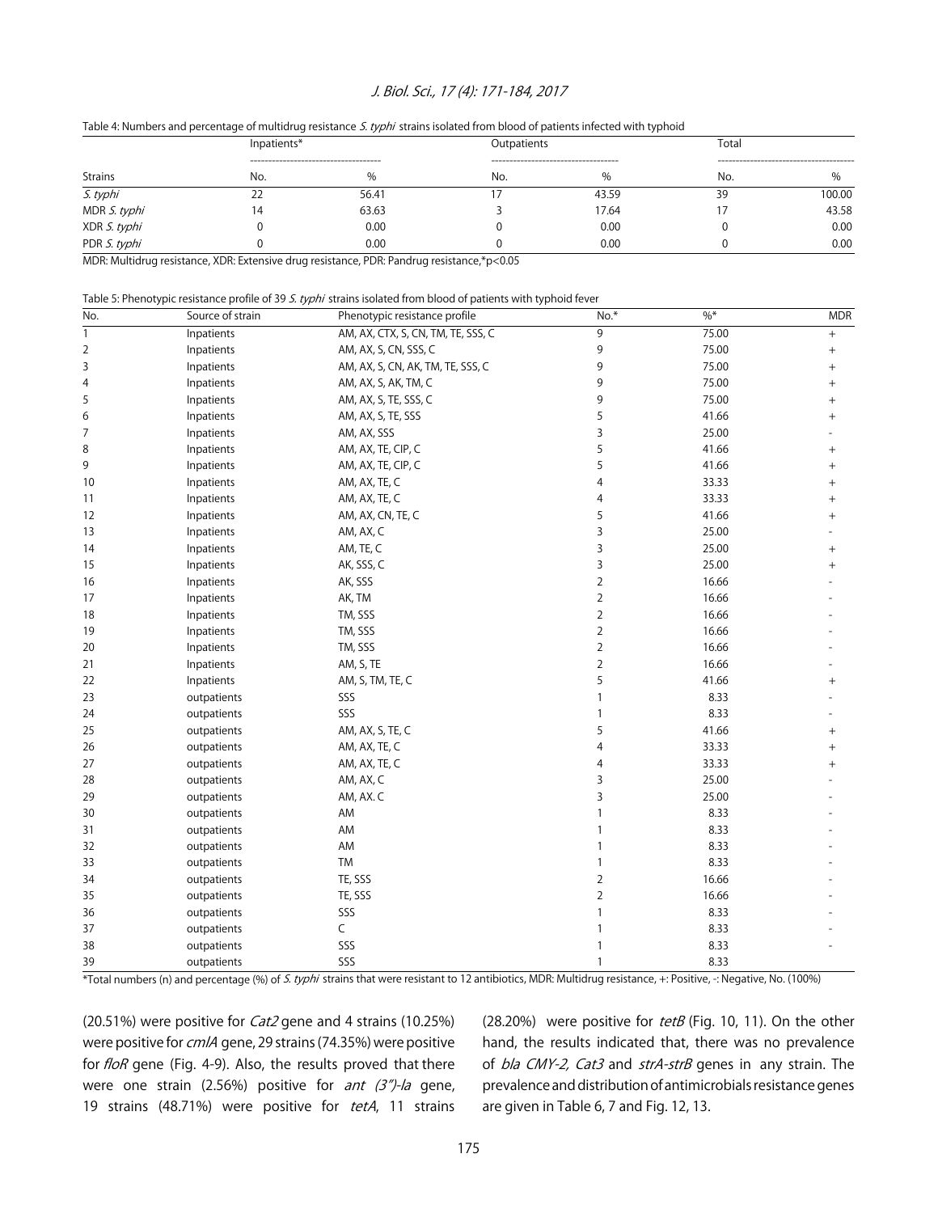Table 4: Numbers and percentage of multidrug resistance *S. typhi* strains isolated from blood of patients infected with typhoid

| | Inpatients* | | Outpatients | | Total | |
|---|---|---|---|---|---|---|
| Strains | No. | % | No. | % | No. | % |
| *S. typhi* | 22 | 56.41 | 17 | 43.59 | 39 | 100.00 |
| MDR *S. typhi* | 14 | 63.63 | 3 | 17.64 | 17 | 43.58 |
| XDR *S. typhi* | 0 | 0.00 | 0 | 0.00 | 0 | 0.00 |
| PDR *S. typhi* | 0 | 0.00 | 0 | 0.00 | 0 | 0.00 |

MDR: Multidrug resistance, XDR: Extensive drug resistance, PDR: Pandrug resistance,*p<0.05

Table 5: Phenotypic resistance profile of 39 *S. typhi* strains isolated from blood of patients with typhoid fever

| No. | Source of strain | Phenotypic resistance profile | No.* | %* | MDR |
|---|---|---|---|---|---|
| 1 | Inpatients | AM, AX, CTX, S, CN, TM, TE, SSS, C | 9 | 75.00 | + |
| 2 | Inpatients | AM, AX, S, CN, SSS, C | 9 | 75.00 | + |
| 3 | Inpatients | AM, AX, S, CN, AK, TM, TE, SSS, C | 9 | 75.00 | + |
| 4 | Inpatients | AM, AX, S, AK, TM, C | 9 | 75.00 | + |
| 5 | Inpatients | AM, AX, S, TE, SSS, C | 9 | 75.00 | + |
| 6 | Inpatients | AM, AX, S, TE, SSS | 5 | 41.66 | + |
| 7 | Inpatients | AM, AX, SSS | 3 | 25.00 | - |
| 8 | Inpatients | AM, AX, TE, CIP, C | 5 | 41.66 | + |
| 9 | Inpatients | AM, AX, TE, CIP, C | 5 | 41.66 | + |
| 10 | Inpatients | AM, AX, TE, C | 4 | 33.33 | + |
| 11 | Inpatients | AM, AX, TE, C | 4 | 33.33 | + |
| 12 | Inpatients | AM, AX, CN, TE, C | 5 | 41.66 | + |
| 13 | Inpatients | AM, AX, C | 3 | 25.00 | - |
| 14 | Inpatients | AM, TE, C | 3 | 25.00 | + |
| 15 | Inpatients | AK, SSS, C | 3 | 25.00 | + |
| 16 | Inpatients | AK, SSS | 2 | 16.66 | - |
| 17 | Inpatients | AK, TM | 2 | 16.66 | - |
| 18 | Inpatients | TM, SSS | 2 | 16.66 | - |
| 19 | Inpatients | TM, SSS | 2 | 16.66 | - |
| 20 | Inpatients | TM, SSS | 2 | 16.66 | - |
| 21 | Inpatients | AM, S, TE | 2 | 16.66 | - |
| 22 | Inpatients | AM, S, TM, TE, C | 5 | 41.66 | + |
| 23 | outpatients | SSS | 1 | 8.33 | - |
| 24 | outpatients | SSS | 1 | 8.33 | - |
| 25 | outpatients | AM, AX, S, TE, C | 5 | 41.66 | + |
| 26 | outpatients | AM, AX, TE, C | 4 | 33.33 | + |
| 27 | outpatients | AM, AX, TE, C | 4 | 33.33 | + |
| 28 | outpatients | AM, AX, C | 3 | 25.00 | - |
| 29 | outpatients | AM, AX. C | 3 | 25.00 | - |
| 30 | outpatients | AM | 1 | 8.33 | - |
| 31 | outpatients | AM | 1 | 8.33 | - |
| 32 | outpatients | AM | 1 | 8.33 | - |
| 33 | outpatients | TM | 1 | 8.33 | - |
| 34 | outpatients | TE, SSS | 2 | 16.66 | - |
| 35 | outpatients | TE, SSS | 2 | 16.66 | - |
| 36 | outpatients | SSS | 1 | 8.33 | - |
| 37 | outpatients | C | 1 | 8.33 | - |
| 38 | outpatients | SSS | 1 | 8.33 | - |
| 39 | outpatients | SSS | 1 | 8.33 | |

*Total numbers (n) and percentage (%) of *S. typhi* strains that were resistant to 12 antibiotics, MDR: Multidrug resistance, +: Positive, -: Negative, No. (100%)

(20.51%) were positive for *Cat2* gene and 4 strains (10.25%) were positive for *cmlA* gene, 29 strains (74.35%) were positive for *floR* gene (Fig. 4-9). Also, the results proved that there were one strain (2.56%) positive for *ant (3")-Ia* gene, 19 strains (48.71%) were positive for *tetA*, 11 strains (28.20%) were positive for *tetB* (Fig. 10, 11). On the other hand, the results indicated that, there was no prevalence of *bla CMY-2, Cat3* and *strA-strB* genes in any strain. The prevalence and distribution of antimicrobials resistance genes are given in Table 6, 7 and Fig. 12, 13.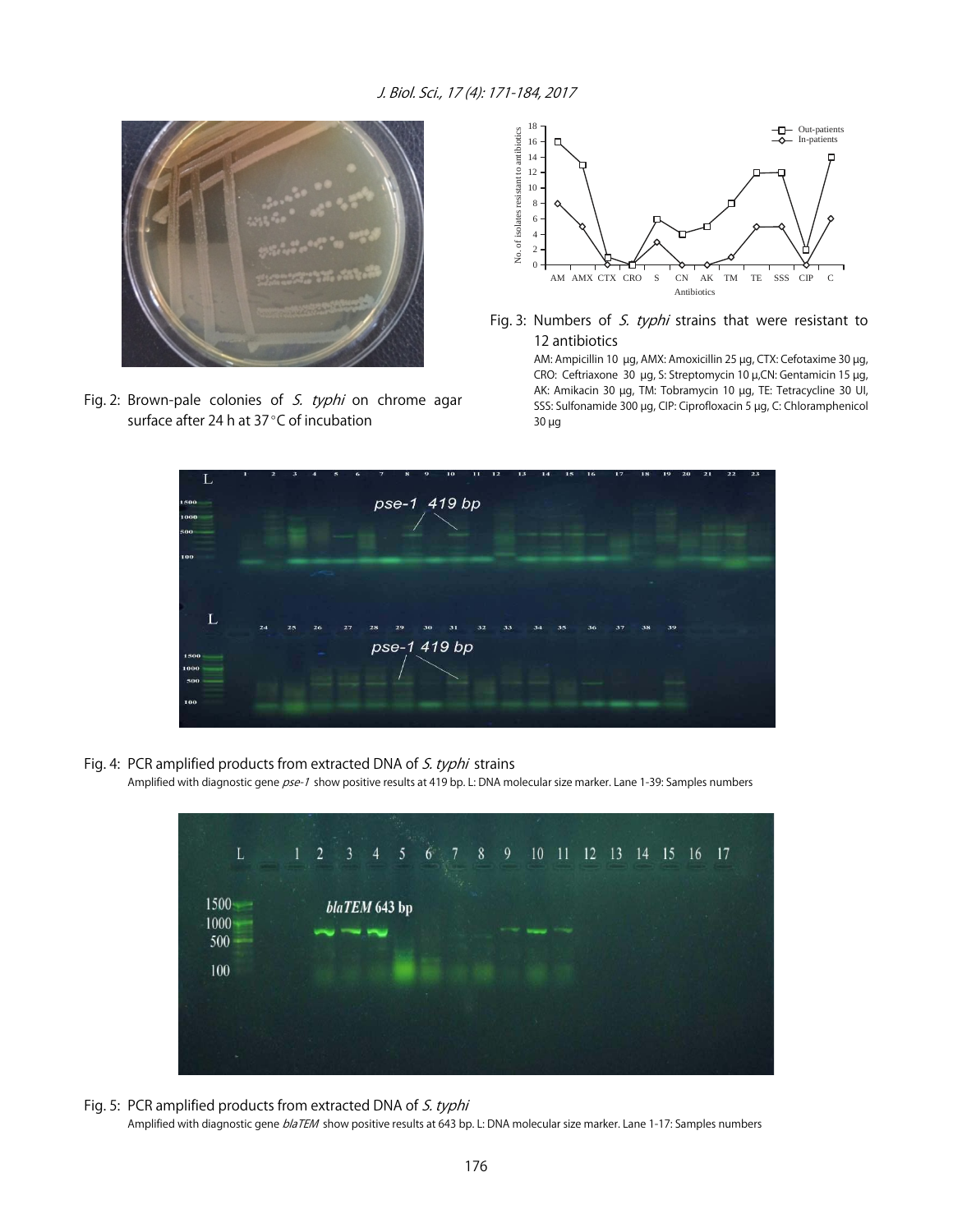Fig. 2: Brown-pale colonies of *S. typhi* on chrome agar surface after 24 h at 37°C of incubation

Fig. 3: Numbers of *S. typhi* strains that were resistant to 12 antibiotics

AM: Ampicillin 10 µg, AMX: Amoxicillin 25 µg, CTX: Cefotaxime 30 µg, CRO: Ceftriaxone 30 µg, S: Streptomycin 10 µ,CN: Gentamicin 15 µg, AK: Amikacin 30 µg, TM: Tobramycin 10 µg, TE: Tetracycline 30 UI, SSS: Sulfonamide 300 µg, CIP: Ciprofloxacin 5 µg, C: Chloramphenicol 30 µg

Fig. 4: PCR amplified products from extracted DNA of *S. typhi* strains

Amplified with diagnostic gene *pse-1* show positive results at 419 bp. L: DNA molecular size marker. Lane 1-39: Samples numbers

Fig. 5: PCR amplified products from extracted DNA of *S. typhi*

Amplified with diagnostic gene *blaTEM* show positive results at 643 bp. L: DNA molecular size marker. Lane 1-17: Samples numbers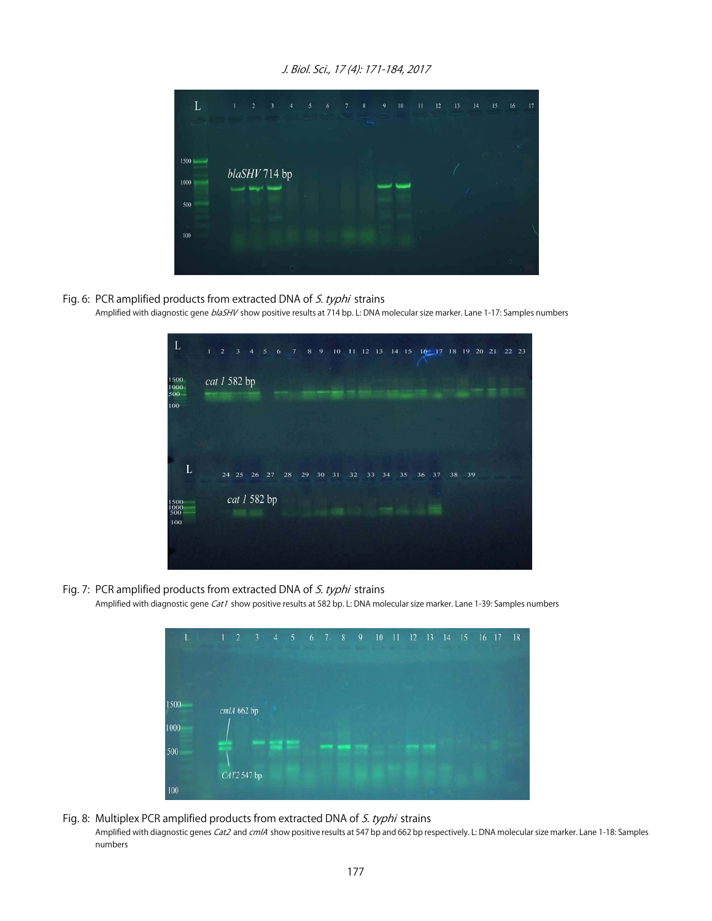Fig. 6: PCR amplified products from extracted DNA of *S. typhi* strains

Amplified with diagnostic gene *blaSHV* show positive results at 714 bp. L: DNA molecular size marker. Lane 1-17: Samples numbers

Fig. 7: PCR amplified products from extracted DNA of *S. typhi* strains

Amplified with diagnostic gene *Cat1* show positive results at 582 bp. L: DNA molecular size marker. Lane 1-39: Samples numbers

Fig. 8: Multiplex PCR amplified products from extracted DNA of *S. typhi* strains

Amplified with diagnostic genes *Cat2* and *cmlA* show positive results at 547 bp and 662 bp respectively. L: DNA molecular size marker. Lane 1-18: Samples numbers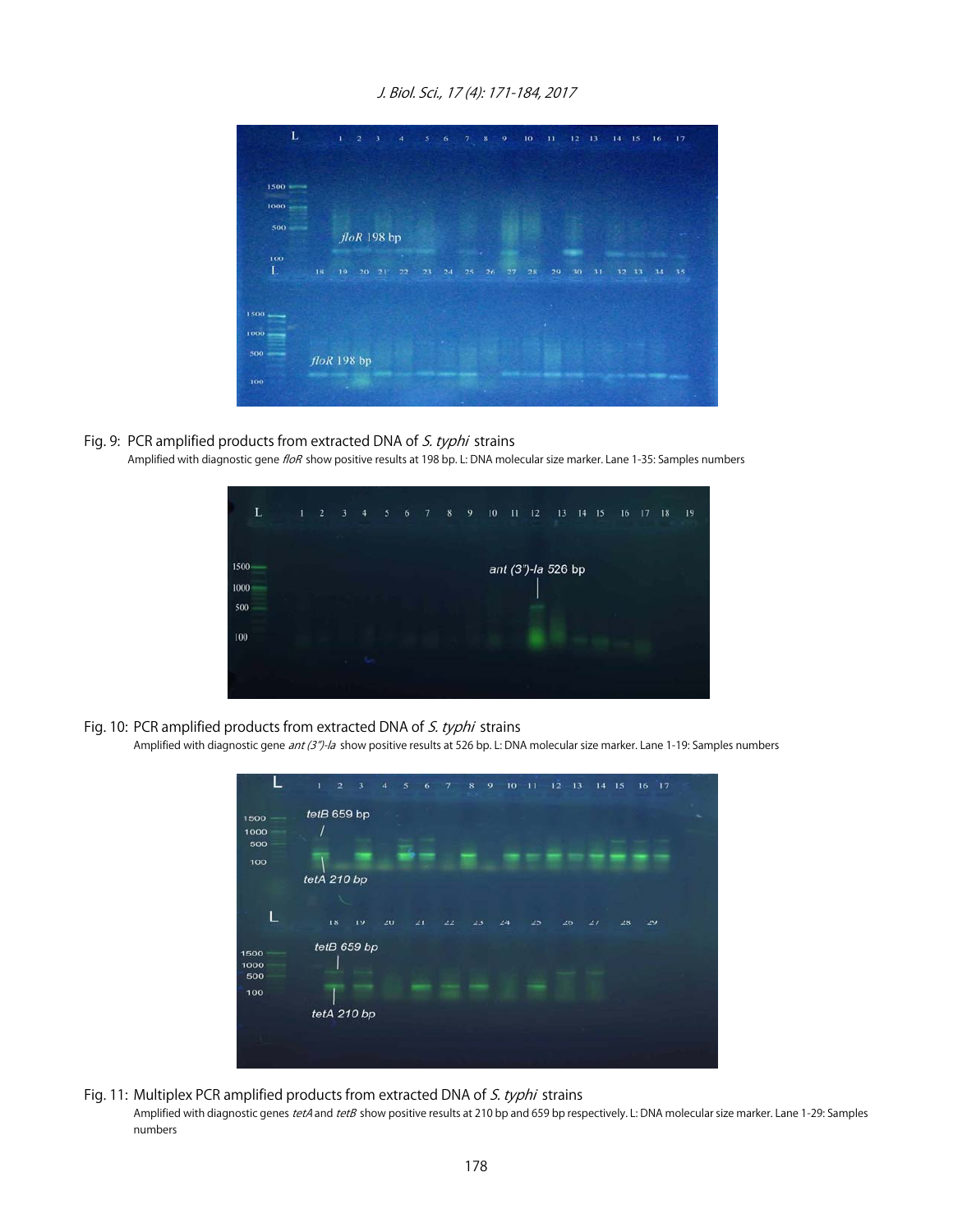Fig. 9: PCR amplified products from extracted DNA of *S. typhi* strains

Amplified with diagnostic gene *floR* show positive results at 198 bp. L: DNA molecular size marker. Lane 1-35: Samples numbers

Fig. 10: PCR amplified products from extracted DNA of *S. typhi* strains

Amplified with diagnostic gene *ant (3")-Ia* show positive results at 526 bp. L: DNA molecular size marker. Lane 1-19: Samples numbers

Fig. 11: Multiplex PCR amplified products from extracted DNA of *S. typhi* strains

Amplified with diagnostic genes *tetA* and *tetB* show positive results at 210 bp and 659 bp respectively. L: DNA molecular size marker. Lane 1-29: Samples numbers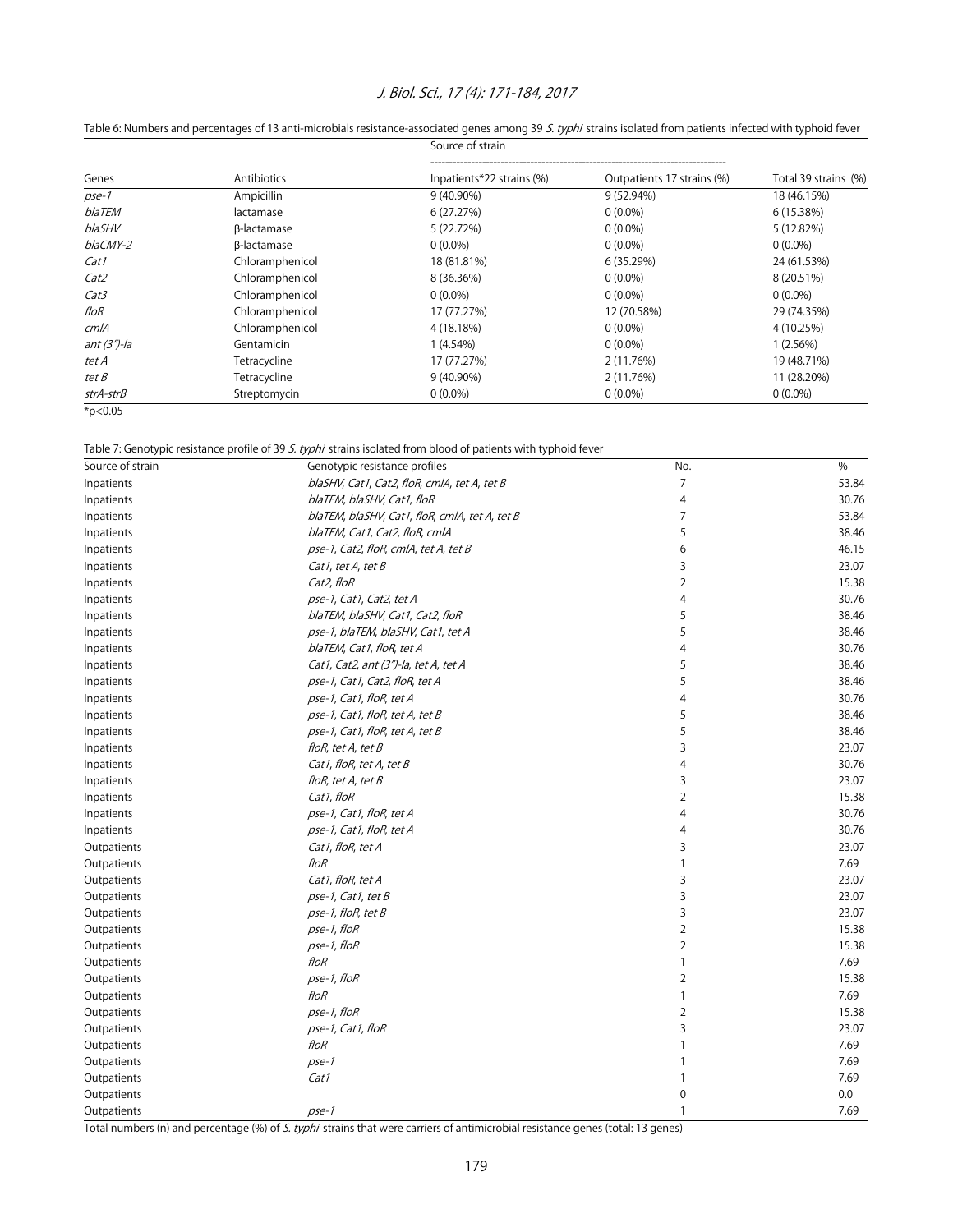Table 6: Numbers and percentages of 13 anti-microbials resistance-associated genes among 39 *S. typhi* strains isolated from patients infected with typhoid fever

| Genes | Antibiotics | Source of strain | | |
|---|---|---|---|---|
| | | Inpatients*22 strains (%) | Outpatients 17 strains (%) | Total 39 strains (%) |
| *pse-1* | Ampicillin | 9 (40.90%) | 9 (52.94%) | 18 (46.15%) |
| *blaTEM* | lactamase | 6 (27.27%) | 0 (0.0%) | 6 (15.38%) |
| *blaSHV* | β-lactamase | 5 (22.72%) | 0 (0.0%) | 5 (12.82%) |
| *blaCMY-2* | β-lactamase | 0 (0.0%) | 0 (0.0%) | 0 (0.0%) |
| *Cat1* | Chloramphenicol | 18 (81.81%) | 6 (35.29%) | 24 (61.53%) |
| *Cat2* | Chloramphenicol | 8 (36.36%) | 0 (0.0%) | 8 (20.51%) |
| *Cat3* | Chloramphenicol | 0 (0.0%) | 0 (0.0%) | 0 (0.0%) |
| *floR* | Chloramphenicol | 17 (77.27%) | 12 (70.58%) | 29 (74.35%) |
| *cmlA* | Chloramphenicol | 4 (18.18%) | 0 (0.0%) | 4 (10.25%) |
| *ant (3")-la* | Gentamicin | 1 (4.54%) | 0 (0.0%) | 1 (2.56%) |
| *tet A* | Tetracycline | 17 (77.27%) | 2 (11.76%) | 19 (48.71%) |
| *tet B* | Tetracycline | 9 (40.90%) | 2 (11.76%) | 11 (28.20%) |
| *strA-strB* | Streptomycin | 0 (0.0%) | 0 (0.0%) | 0 (0.0%) |

*p<0.05

Table 7: Genotypic resistance profile of 39 *S. typhi* strains isolated from blood of patients with typhoid fever

| Source of strain | Genotypic resistance profiles | No. | % |
|---|---|---|---|
| Inpatients | *blaSHV, Cat1, Cat2, floR, cmlA, tet A, tet B* | 7 | 53.84 |
| Inpatients | *blaTEM, blaSHV, Cat1, floR* | 4 | 30.76 |
| Inpatients | *blaTEM, blaSHV, Cat1, floR, cmlA, tet A, tet B* | 7 | 53.84 |
| Inpatients | *blaTEM, Cat1, Cat2, floR, cmlA* | 5 | 38.46 |
| Inpatients | *pse-1, Cat2, floR, cmlA, tet A, tet B* | 6 | 46.15 |
| Inpatients | *Cat1, tet A, tet B* | 3 | 23.07 |
| Inpatients | *Cat2, floR* | 2 | 15.38 |
| Inpatients | *pse-1, Cat1, Cat2, tet A* | 4 | 30.76 |
| Inpatients | *blaTEM, blaSHV, Cat1, Cat2, floR* | 5 | 38.46 |
| Inpatients | *pse-1, blaTEM, blaSHV, Cat1, tet A* | 5 | 38.46 |
| Inpatients | *blaTEM, Cat1, floR, tet A* | 4 | 30.76 |
| Inpatients | *Cat1, Cat2, ant (3")-la, tet A, tet A* | 5 | 38.46 |
| Inpatients | *pse-1, Cat1, Cat2, floR, tet A* | 5 | 38.46 |
| Inpatients | *pse-1, Cat1, floR, tet A* | 4 | 30.76 |
| Inpatients | *pse-1, Cat1, floR, tet A, tet B* | 5 | 38.46 |
| Inpatients | *pse-1, Cat1, floR, tet A, tet B* | 5 | 38.46 |
| Inpatients | *floR, tet A, tet B* | 3 | 23.07 |
| Inpatients | *Cat1, floR, tet A, tet B* | 4 | 30.76 |
| Inpatients | *floR, tet A, tet B* | 3 | 23.07 |
| Inpatients | *Cat1, floR* | 2 | 15.38 |
| Inpatients | *pse-1, Cat1, floR, tet A* | 4 | 30.76 |
| Inpatients | *pse-1, Cat1, floR, tet A* | 4 | 30.76 |
| Outpatients | *Cat1, floR, tet A* | 3 | 23.07 |
| Outpatients | *floR* | 1 | 7.69 |
| Outpatients | *Cat1, floR, tet A* | 3 | 23.07 |
| Outpatients | *pse-1, Cat1, tet B* | 3 | 23.07 |
| Outpatients | *pse-1, floR, tet B* | 3 | 23.07 |
| Outpatients | *pse-1, floR* | 2 | 15.38 |
| Outpatients | *pse-1, floR* | 2 | 15.38 |
| Outpatients | *floR* | 1 | 7.69 |
| Outpatients | *pse-1, floR* | 2 | 15.38 |
| Outpatients | *floR* | 1 | 7.69 |
| Outpatients | *pse-1, floR* | 2 | 15.38 |
| Outpatients | *pse-1, Cat1, floR* | 3 | 23.07 |
| Outpatients | *floR* | 1 | 7.69 |
| Outpatients | *pse-1* | 1 | 7.69 |
| Outpatients | *Cat1* | 1 | 7.69 |
| Outpatients | | 0 | 0.0 |
| Outpatients | *pse-1* | 1 | 7.69 |

Total numbers (n) and percentage (%) of *S. typhi* strains that were carriers of antimicrobial resistance genes (total: 13 genes)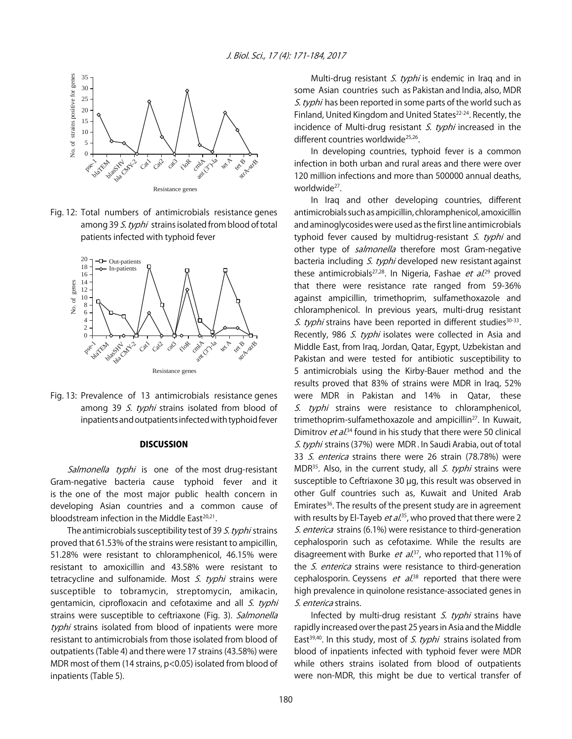Fig. 12: Total numbers of antimicrobials resistance genes among 39 *S. typhi* strains isolated from blood of total patients infected with typhoid fever

Fig. 13: Prevalence of 13 antimicrobials resistance genes among 39 *S. typhi* strains isolated from blood of inpatients and outpatients infected with typhoid fever

## DISCUSSION

*Salmonella typhi* is one of the most drug-resistant Gram-negative bacteria cause typhoid fever and it is the one of the most major public health concern in developing Asian countries and a common cause of bloodstream infection in the Middle East[20,21].

The antimicrobials susceptibility test of 39 *S. typhi* strains proved that 61.53% of the strains were resistant to ampicillin, 51.28% were resistant to chloramphenicol, 46.15% were resistant to amoxicillin and 43.58% were resistant to tetracycline and sulfonamide. Most *S. typhi* strains were susceptible to tobramycin, streptomycin, amikacin, gentamicin, ciprofloxacin and cefotaxime and all *S. typhi* strains were susceptible to ceftriaxone (Fig. 3). *Salmonella typhi* strains isolated from blood of inpatients were more resistant to antimicrobials from those isolated from blood of outpatients (Table 4) and there were 17 strains (43.58%) were MDR most of them (14 strains, $p<0.05$) isolated from blood of inpatients (Table 5).

Multi-drug resistant *S. typhi* is endemic in Iraq and in some Asian countries such as Pakistan and India, also, MDR *S. typhi* has been reported in some parts of the world such as Finland, United Kingdom and United States[22-24]. Recently, the incidence of Multi-drug resistant *S. typhi* increased in the different countries worldwide[25,26].

In developing countries, typhoid fever is a common infection in both urban and rural areas and there were over 120 million infections and more than 500000 annual deaths, worldwide[27].

In Iraq and other developing countries, different antimicrobials such as ampicillin, chloramphenicol, amoxicillin and aminoglycosides were used as the first line antimicrobials typhoid fever caused by multidrug-resistant *S. typhi* and other type of *salmonella* therefore most Gram-negative bacteria including *S. typhi* developed new resistant against these antimicrobials[27,28]. In Nigeria, Fashae *et al*.[29] proved that there were resistance rate ranged from 59-36% against ampicillin, trimethoprim, sulfamethoxazole and chloramphenicol. In previous years, multi-drug resistant *S. typhi* strains have been reported in different studies[30-33]. Recently, 986 *S. typhi* isolates were collected in Asia and Middle East, from Iraq, Jordan, Qatar, Egypt, Uzbekistan and Pakistan and were tested for antibiotic susceptibility to 5 antimicrobials using the Kirby-Bauer method and the results proved that 83% of strains were MDR in Iraq, 52% were MDR in Pakistan and 14% in Qatar, these *S. typhi* strains were resistance to chloramphenicol, trimethoprim-sulfamethoxazole and ampicillin[27]. In Kuwait, Dimitrov *et al*.[34] found in his study that there were 50 clinical *S. typhi* strains (37%) were MDR. In Saudi Arabia, out of total 33 *S. enterica* strains there were 26 strain (78.78%) were MDR[35]. Also, in the current study, all *S. typhi* strains were susceptible to Ceftriaxone 30 µg, this result was observed in other Gulf countries such as, Kuwait and United Arab Emirates[36]. The results of the present study are in agreement with results by El-Tayeb *et al*.[35], who proved that there were 2 *S. enterica* strains (6.1%) were resistance to third-generation cephalosporin such as cefotaxime. While the results are disagreement with Burke *et al*.[37], who reported that 11% of the *S. enterica* strains were resistance to third-generation cephalosporin. Ceyssens *et al*.[38] reported that there were high prevalence in quinolone resistance-associated genes in *S. enterica* strains.

Infected by multi-drug resistant *S. typhi* strains have rapidly increased over the past 25 years in Asia and the Middle East[39,40]. In this study, most of *S. typhi* strains isolated from blood of inpatients infected with typhoid fever were MDR while others strains isolated from blood of outpatients were non-MDR, this might be due to vertical transfer of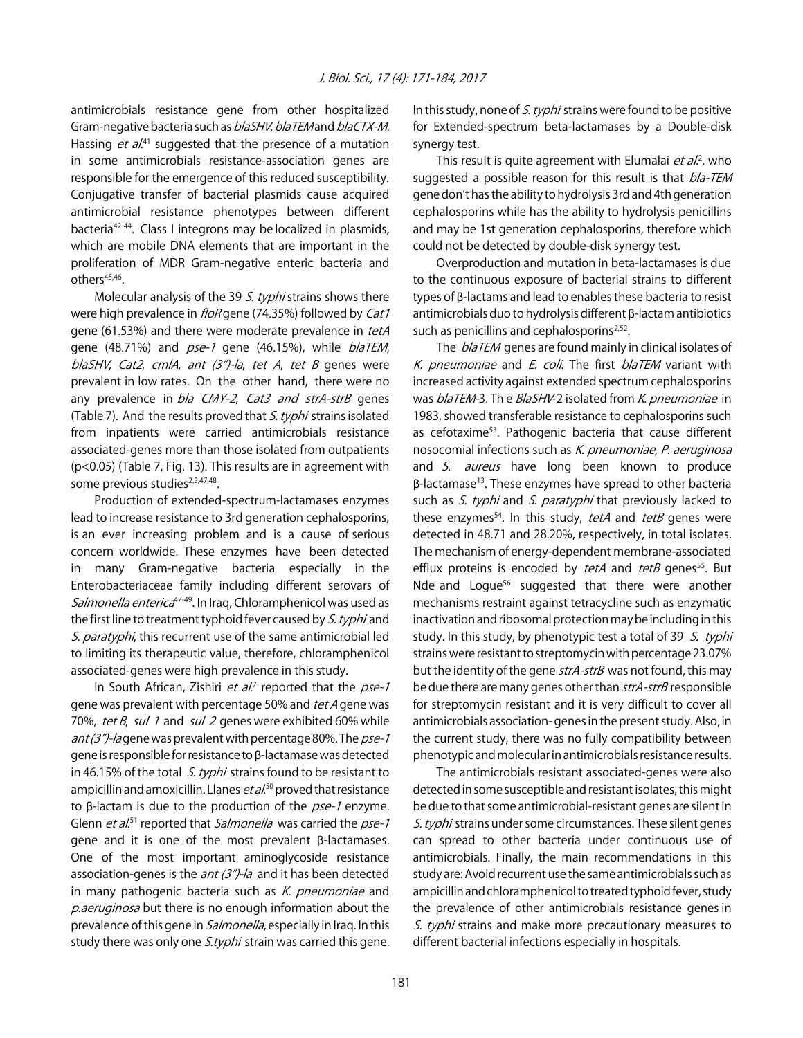antimicrobials resistance gene from other hospitalized Gram-negative bacteria such as *blaSHV*, *blaTEM* and *blaCTX-M*. Hassing *et al*.[41] suggested that the presence of a mutation in some antimicrobials resistance-association genes are responsible for the emergence of this reduced susceptibility. Conjugative transfer of bacterial plasmids cause acquired antimicrobial resistance phenotypes between different bacteria[42-44]. Class I integrons may be localized in plasmids, which are mobile DNA elements that are important in the proliferation of MDR Gram-negative enteric bacteria and others[45,46].

Molecular analysis of the 39 *S. typhi* strains shows there were high prevalence in *floR* gene (74.35%) followed by *Cat1* gene (61.53%) and there were moderate prevalence in *tetA* gene (48.71%) and *pse-1* gene (46.15%), while *blaTEM*, *blaSHV*, *Cat2*, *cmlA*, *ant (3")-la*, *tet A*, *tet B* genes were prevalent in low rates. On the other hand, there were no any prevalence in *bla CMY-2*, *Cat3 and strA-strB* genes (Table 7). And the results proved that *S. typhi* strains isolated from inpatients were carried antimicrobials resistance associated-genes more than those isolated from outpatients ($p<0.05$) (Table 7, Fig. 13). This results are in agreement with some previous studies[2,3,47,48].

Production of extended-spectrum-lactamases enzymes lead to increase resistance to 3rd generation cephalosporins, is an ever increasing problem and is a cause of serious concern worldwide. These enzymes have been detected in many Gram-negative bacteria especially in the Enterobacteriaceae family including different serovars of *Salmonella enterica*[47-49]. In Iraq, Chloramphenicol was used as the first line to treatment typhoid fever caused by *S. typhi* and *S. paratyphi*, this recurrent use of the same antimicrobial led to limiting its therapeutic value, therefore, chloramphenicol associated-genes were high prevalence in this study.

In South African, Zishiri *et al*.[7] reported that the *pse-1* gene was prevalent with percentage 50% and *tet A* gene was 70%, *tet B*, *sul 1* and *sul 2* genes were exhibited 60% while *ant (3")-la* gene was prevalent with percentage 80%. The *pse-1* gene is responsible for resistance to β-lactamase was detected in 46.15% of the total *S. typhi* strains found to be resistant to ampicillin and amoxicillin. Llanes *et al*.[50] proved that resistance to β-lactam is due to the production of the *pse-1* enzyme. Glenn *et al*.[51] reported that *Salmonella* was carried the *pse-1* gene and it is one of the most prevalent β-lactamases. One of the most important aminoglycoside resistance association-genes is the *ant (3")-la* and it has been detected in many pathogenic bacteria such as *K. pneumoniae* and *p.aeruginosa* but there is no enough information about the prevalence of this gene in *Salmonella*, especially in Iraq. In this study there was only one *S.typhi* strain was carried this gene.

In this study, none of *S. typhi* strains were found to be positive for Extended-spectrum beta-lactamases by a Double-disk synergy test.

This result is quite agreement with Elumalai *et al*.[2], who suggested a possible reason for this result is that *bla-TEM* gene don't has the ability to hydrolysis 3rd and 4th generation cephalosporins while has the ability to hydrolysis penicillins and may be 1st generation cephalosporins, therefore which could not be detected by double-disk synergy test.

Overproduction and mutation in beta-lactamases is due to the continuous exposure of bacterial strains to different types of β-lactams and lead to enables these bacteria to resist antimicrobials duo to hydrolysis different β-lactam antibiotics such as penicillins and cephalosporins[2,52].

The *blaTEM* genes are found mainly in clinical isolates of *K. pneumoniae* and *E. coli*. The first *blaTEM* variant with increased activity against extended spectrum cephalosporins was *blaTEM*-3. Th e *BlaSHV*-2 isolated from *K. pneumoniae* in 1983, showed transferable resistance to cephalosporins such as cefotaxime[53]. Pathogenic bacteria that cause different nosocomial infections such as *K. pneumoniae*, *P. aeruginosa* and *S. aureus* have long been known to produce β-lactamase[13]. These enzymes have spread to other bacteria such as *S. typhi* and *S. paratyphi* that previously lacked to these enzymes[54]. In this study, *tetA* and *tetB* genes were detected in 48.71 and 28.20%, respectively, in total isolates. The mechanism of energy-dependent membrane-associated efflux proteins is encoded by *tetA* and *tetB* genes[55]. But Nde and Logue[56] suggested that there were another mechanisms restraint against tetracycline such as enzymatic inactivation and ribosomal protection may be including in this study. In this study, by phenotypic test a total of 39 *S. typhi* strains were resistant to streptomycin with percentage 23.07% but the identity of the gene *strA-strB* was not found, this may be due there are many genes other than *strA-strB* responsible for streptomycin resistant and it is very difficult to cover all antimicrobials association- genes in the present study. Also, in the current study, there was no fully compatibility between phenotypic and molecular in antimicrobials resistance results.

The antimicrobials resistant associated-genes were also detected in some susceptible and resistant isolates, this might be due to that some antimicrobial-resistant genes are silent in *S. typhi* strains under some circumstances. These silent genes can spread to other bacteria under continuous use of antimicrobials. Finally, the main recommendations in this study are: Avoid recurrent use the same antimicrobials such as ampicillin and chloramphenicol to treated typhoid fever, study the prevalence of other antimicrobials resistance genes in *S. typhi* strains and make more precautionary measures to different bacterial infections especially in hospitals.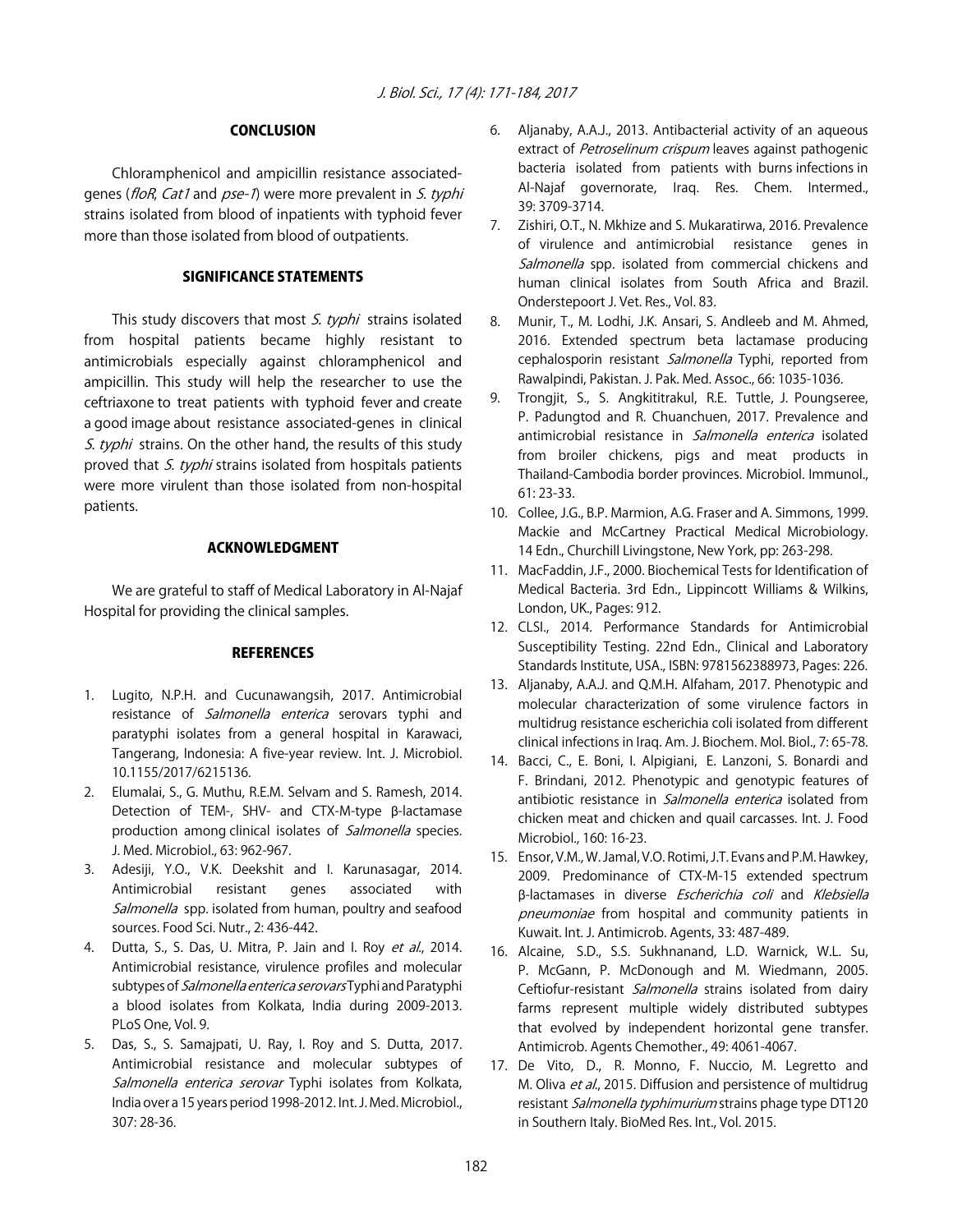## CONCLUSION

Chloramphenicol and ampicillin resistance associated-genes (*floR*, *Cat1* and *pse-1*) were more prevalent in *S. typhi* strains isolated from blood of inpatients with typhoid fever more than those isolated from blood of outpatients.

## SIGNIFICANCE STATEMENTS

This study discovers that most *S. typhi* strains isolated from hospital patients became highly resistant to antimicrobials especially against chloramphenicol and ampicillin. This study will help the researcher to use the ceftriaxone to treat patients with typhoid fever and create a good image about resistance associated-genes in clinical *S. typhi* strains. On the other hand, the results of this study proved that *S. typhi* strains isolated from hospitals patients were more virulent than those isolated from non-hospital patients.

## ACKNOWLEDGMENT

We are grateful to staff of Medical Laboratory in Al-Najaf Hospital for providing the clinical samples.

## REFERENCES

1. Lugito, N.P.H. and Cucunawangsih, 2017. Antimicrobial resistance of *Salmonella enterica* serovars typhi and paratyphi isolates from a general hospital in Karawaci, Tangerang, Indonesia: A five-year review. Int. J. Microbiol. 10.1155/2017/6215136.
2. Elumalai, S., G. Muthu, R.E.M. Selvam and S. Ramesh, 2014. Detection of TEM-, SHV- and CTX-M-type β-lactamase production among clinical isolates of *Salmonella* species. J. Med. Microbiol., 63: 962-967.
3. Adesiji, Y.O., V.K. Deekshit and I. Karunasagar, 2014. Antimicrobial resistant genes associated with *Salmonella* spp. isolated from human, poultry and seafood sources. Food Sci. Nutr., 2: 436-442.
4. Dutta, S., S. Das, U. Mitra, P. Jain and I. Roy *et al*., 2014. Antimicrobial resistance, virulence profiles and molecular subtypes of *Salmonella enterica serovars* Typhi and Paratyphi a blood isolates from Kolkata, India during 2009-2013. PLoS One, Vol. 9.
5. Das, S., S. Samajpati, U. Ray, I. Roy and S. Dutta, 2017. Antimicrobial resistance and molecular subtypes of *Salmonella enterica serovar* Typhi isolates from Kolkata, India over a 15 years period 1998-2012. Int. J. Med. Microbiol., 307: 28-36.
6. Aljanaby, A.A.J., 2013. Antibacterial activity of an aqueous extract of *Petroselinum crispum* leaves against pathogenic bacteria isolated from patients with burns infections in Al-Najaf governorate, Iraq. Res. Chem. Intermed., 39: 3709-3714.
7. Zishiri, O.T., N. Mkhize and S. Mukaratirwa, 2016. Prevalence of virulence and antimicrobial resistance genes in *Salmonella* spp. isolated from commercial chickens and human clinical isolates from South Africa and Brazil. Onderstepoort J. Vet. Res., Vol. 83.
8. Munir, T., M. Lodhi, J.K. Ansari, S. Andleeb and M. Ahmed, 2016. Extended spectrum beta lactamase producing cephalosporin resistant *Salmonella* Typhi, reported from Rawalpindi, Pakistan. J. Pak. Med. Assoc., 66: 1035-1036.
9. Trongjit, S., S. Angkititrakul, R.E. Tuttle, J. Poungseree, P. Padungtod and R. Chuanchuen, 2017. Prevalence and antimicrobial resistance in *Salmonella enterica* isolated from broiler chickens, pigs and meat products in Thailand-Cambodia border provinces. Microbiol. Immunol., 61: 23-33.
10. Collee, J.G., B.P. Marmion, A.G. Fraser and A. Simmons, 1999. Mackie and McCartney Practical Medical Microbiology. 14 Edn., Churchill Livingstone, New York, pp: 263-298.
11. MacFaddin, J.F., 2000. Biochemical Tests for Identification of Medical Bacteria. 3rd Edn., Lippincott Williams & Wilkins, London, UK., Pages: 912.
12. CLSI., 2014. Performance Standards for Antimicrobial Susceptibility Testing. 22nd Edn., Clinical and Laboratory Standards Institute, USA., ISBN: 9781562388973, Pages: 226.
13. Aljanaby, A.A.J. and Q.M.H. Alfaham, 2017. Phenotypic and molecular characterization of some virulence factors in multidrug resistance escherichia coli isolated from different clinical infections in Iraq. Am. J. Biochem. Mol. Biol., 7: 65-78.
14. Bacci, C., E. Boni, I. Alpigiani, E. Lanzoni, S. Bonardi and F. Brindani, 2012. Phenotypic and genotypic features of antibiotic resistance in *Salmonella enterica* isolated from chicken meat and chicken and quail carcasses. Int. J. Food Microbiol., 160: 16-23.
15. Ensor, V.M., W. Jamal, V.O. Rotimi, J.T. Evans and P.M. Hawkey, 2009. Predominance of CTX-M-15 extended spectrum β-lactamases in diverse *Escherichia coli* and *Klebsiella pneumoniae* from hospital and community patients in Kuwait. Int. J. Antimicrob. Agents, 33: 487-489.
16. Alcaine, S.D., S.S. Sukhnanand, L.D. Warnick, W.L. Su, P. McGann, P. McDonough and M. Wiedmann, 2005. Ceftiofur-resistant *Salmonella* strains isolated from dairy farms represent multiple widely distributed subtypes that evolved by independent horizontal gene transfer. Antimicrob. Agents Chemother., 49: 4061-4067.
17. De Vito, D., R. Monno, F. Nuccio, M. Legretto and M. Oliva *et al*., 2015. Diffusion and persistence of multidrug resistant *Salmonella typhimurium* strains phage type DT120 in Southern Italy. BioMed Res. Int., Vol. 2015.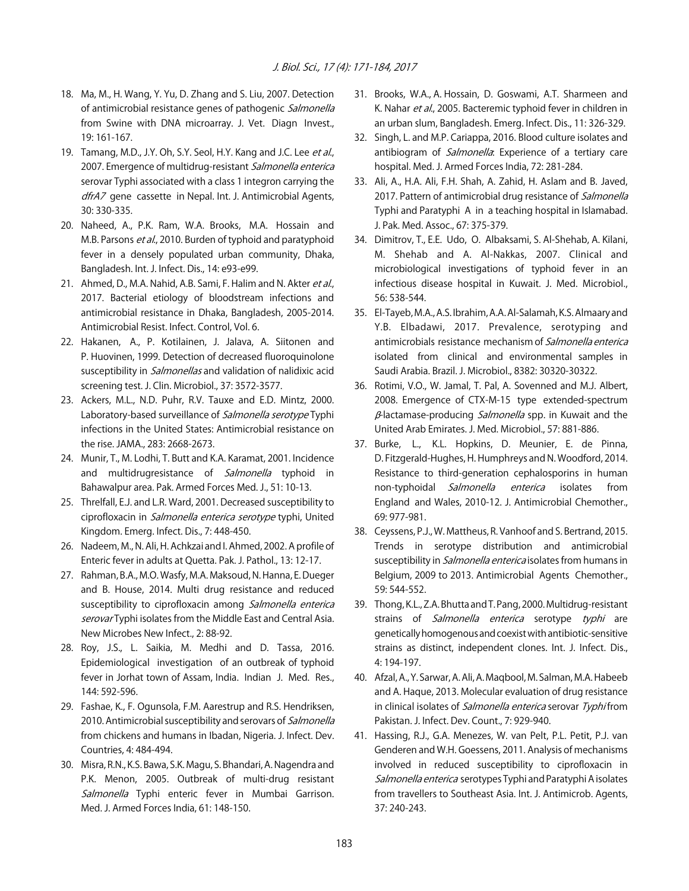18. Ma, M., H. Wang, Y. Yu, D. Zhang and S. Liu, 2007. Detection of antimicrobial resistance genes of pathogenic *Salmonella* from Swine with DNA microarray. J. Vet. Diagn Invest., 19: 161-167.
19. Tamang, M.D., J.Y. Oh, S.Y. Seol, H.Y. Kang and J.C. Lee *et al*., 2007. Emergence of multidrug-resistant *Salmonella enterica* serovar Typhi associated with a class 1 integron carrying the *dfrA7* gene cassette in Nepal. Int. J. Antimicrobial Agents, 30: 330-335.
20. Naheed, A., P.K. Ram, W.A. Brooks, M.A. Hossain and M.B. Parsons *et al*., 2010. Burden of typhoid and paratyphoid fever in a densely populated urban community, Dhaka, Bangladesh. Int. J. Infect. Dis., 14: e93-e99.
21. Ahmed, D., M.A. Nahid, A.B. Sami, F. Halim and N. Akter *et al*., 2017. Bacterial etiology of bloodstream infections and antimicrobial resistance in Dhaka, Bangladesh, 2005-2014. Antimicrobial Resist. Infect. Control, Vol. 6.
22. Hakanen, A., P. Kotilainen, J. Jalava, A. Siitonen and P. Huovinen, 1999. Detection of decreased fluoroquinolone susceptibility in *Salmonellas* and validation of nalidixic acid screening test. J. Clin. Microbiol., 37: 3572-3577.
23. Ackers, M.L., N.D. Puhr, R.V. Tauxe and E.D. Mintz, 2000. Laboratory-based surveillance of *Salmonella serotype* Typhi infections in the United States: Antimicrobial resistance on the rise. JAMA., 283: 2668-2673.
24. Munir, T., M. Lodhi, T. Butt and K.A. Karamat, 2001. Incidence and multidrugresistance of *Salmonella* typhoid in Bahawalpur area. Pak. Armed Forces Med. J., 51: 10-13.
25. Threlfall, E.J. and L.R. Ward, 2001. Decreased susceptibility to ciprofloxacin in *Salmonella enterica serotype* typhi, United Kingdom. Emerg. Infect. Dis., 7: 448-450.
26. Nadeem, M., N. Ali, H. Achkzai and I. Ahmed, 2002. A profile of Enteric fever in adults at Quetta. Pak. J. Pathol., 13: 12-17.
27. Rahman, B.A., M.O. Wasfy, M.A. Maksoud, N. Hanna, E. Dueger and B. House, 2014. Multi drug resistance and reduced susceptibility to ciprofloxacin among *Salmonella enterica serovar* Typhi isolates from the Middle East and Central Asia. New Microbes New Infect., 2: 88-92.
28. Roy, J.S., L. Saikia, M. Medhi and D. Tassa, 2016. Epidemiological investigation of an outbreak of typhoid fever in Jorhat town of Assam, India. Indian J. Med. Res., 144: 592-596.
29. Fashae, K., F. Ogunsola, F.M. Aarestrup and R.S. Hendriksen, 2010. Antimicrobial susceptibility and serovars of *Salmonella* from chickens and humans in Ibadan, Nigeria. J. Infect. Dev. Countries, 4: 484-494.
30. Misra, R.N., K.S. Bawa, S.K. Magu, S. Bhandari, A. Nagendra and P.K. Menon, 2005. Outbreak of multi-drug resistant *Salmonella* Typhi enteric fever in Mumbai Garrison. Med. J. Armed Forces India, 61: 148-150.
31. Brooks, W.A., A. Hossain, D. Goswami, A.T. Sharmeen and K. Nahar *et al*., 2005. Bacteremic typhoid fever in children in an urban slum, Bangladesh. Emerg. Infect. Dis., 11: 326-329.
32. Singh, L. and M.P. Cariappa, 2016. Blood culture isolates and antibiogram of *Salmonella*: Experience of a tertiary care hospital. Med. J. Armed Forces India, 72: 281-284.
33. Ali, A., H.A. Ali, F.H. Shah, A. Zahid, H. Aslam and B. Javed, 2017. Pattern of antimicrobial drug resistance of *Salmonella* Typhi and Paratyphi A in a teaching hospital in Islamabad. J. Pak. Med. Assoc., 67: 375-379.
34. Dimitrov, T., E.E. Udo, O. Albaksami, S. Al-Shehab, A. Kilani, M. Shehab and A. Al-Nakkas, 2007. Clinical and microbiological investigations of typhoid fever in an infectious disease hospital in Kuwait. J. Med. Microbiol., 56: 538-544.
35. El-Tayeb, M.A., A.S. Ibrahim, A.A. Al-Salamah, K.S. Almaary and Y.B. Elbadawi, 2017. Prevalence, serotyping and antimicrobials resistance mechanism of *Salmonella enterica* isolated from clinical and environmental samples in Saudi Arabia. Brazil. J. Microbiol., 8382: 30320-30322.
36. Rotimi, V.O., W. Jamal, T. Pal, A. Sovenned and M.J. Albert, 2008. Emergence of CTX-M-15 type extended-spectrum $\beta$-lactamase-producing *Salmonella* spp. in Kuwait and the United Arab Emirates. J. Med. Microbiol., 57: 881-886.
37. Burke, L., K.L. Hopkins, D. Meunier, E. de Pinna, D. Fitzgerald-Hughes, H. Humphreys and N. Woodford, 2014. Resistance to third-generation cephalosporins in human non-typhoidal *Salmonella enterica* isolates from England and Wales, 2010-12. J. Antimicrobial Chemother., 69: 977-981.
38. Ceyssens, P.J., W. Mattheus, R. Vanhoof and S. Bertrand, 2015. Trends in serotype distribution and antimicrobial susceptibility in *Salmonella enterica* isolates from humans in Belgium, 2009 to 2013. Antimicrobial Agents Chemother., 59: 544-552.
39. Thong, K.L., Z.A. Bhutta and T. Pang, 2000. Multidrug-resistant strains of *Salmonella enterica* serotype *typhi* are genetically homogenous and coexist with antibiotic-sensitive strains as distinct, independent clones. Int. J. Infect. Dis., 4: 194-197.
40. Afzal, A., Y. Sarwar, A. Ali, A. Maqbool, M. Salman, M.A. Habeeb and A. Haque, 2013. Molecular evaluation of drug resistance in clinical isolates of *Salmonella enterica* serovar *Typhi* from Pakistan. J. Infect. Dev. Count., 7: 929-940.
41. Hassing, R.J., G.A. Menezes, W. van Pelt, P.L. Petit, P.J. van Genderen and W.H. Goessens, 2011. Analysis of mechanisms involved in reduced susceptibility to ciprofloxacin in *Salmonella enterica* serotypes Typhi and Paratyphi A isolates from travellers to Southeast Asia. Int. J. Antimicrob. Agents, 37: 240-243.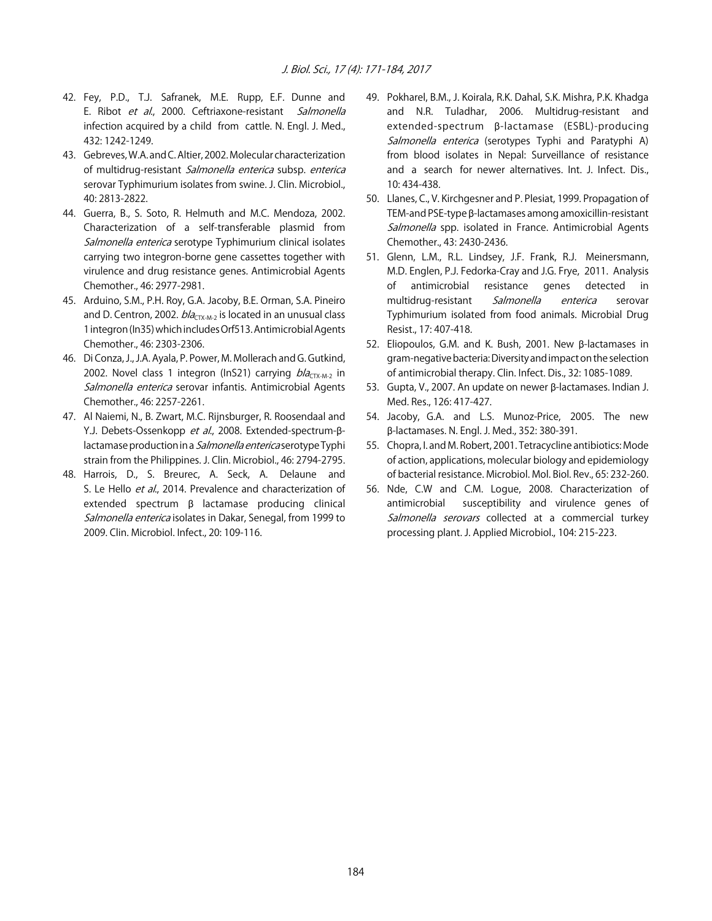42. Fey, P.D., T.J. Safranek, M.E. Rupp, E.F. Dunne and E. Ribot *et al*., 2000. Ceftriaxone-resistant *Salmonella* infection acquired by a child from cattle. N. Engl. J. Med., 432: 1242-1249.
43. Gebreves, W.A. and C. Altier, 2002. Molecular characterization of multidrug-resistant *Salmonella enterica* subsp. *enterica* serovar Typhimurium isolates from swine. J. Clin. Microbiol., 40: 2813-2822.
44. Guerra, B., S. Soto, R. Helmuth and M.C. Mendoza, 2002. Characterization of a self-transferable plasmid from *Salmonella enterica* serotype Typhimurium clinical isolates carrying two integron-borne gene cassettes together with virulence and drug resistance genes. Antimicrobial Agents Chemother., 46: 2977-2981.
45. Arduino, S.M., P.H. Roy, G.A. Jacoby, B.E. Orman, S.A. Pineiro and D. Centron, 2002. *bla*$_{CTX-M-2}$ is located in an unusual class 1 integron (In35) which includes Orf513. Antimicrobial Agents Chemother., 46: 2303-2306.
46. Di Conza, J., J.A. Ayala, P. Power, M. Mollerach and G. Gutkind, 2002. Novel class 1 integron (InS21) carrying *bla*$_{CTX-M-2}$ in *Salmonella enterica* serovar infantis. Antimicrobial Agents Chemother., 46: 2257-2261.
47. Al Naiemi, N., B. Zwart, M.C. Rijnsburger, R. Roosendaal and Y.J. Debets-Ossenkopp *et al*., 2008. Extended-spectrum-β-lactamase production in a *Salmonella enterica* serotype Typhi strain from the Philippines. J. Clin. Microbiol., 46: 2794-2795.
48. Harrois, D., S. Breurec, A. Seck, A. Delaune and S. Le Hello *et al*., 2014. Prevalence and characterization of extended spectrum β lactamase producing clinical *Salmonella enterica* isolates in Dakar, Senegal, from 1999 to 2009. Clin. Microbiol. Infect., 20: 109-116.
49. Pokharel, B.M., J. Koirala, R.K. Dahal, S.K. Mishra, P.K. Khadga and N.R. Tuladhar, 2006. Multidrug-resistant and extended-spectrum β-lactamase (ESBL)-producing *Salmonella enterica* (serotypes Typhi and Paratyphi A) from blood isolates in Nepal: Surveillance of resistance and a search for newer alternatives. Int. J. Infect. Dis., 10: 434-438.
50. Llanes, C., V. Kirchgesner and P. Plesiat, 1999. Propagation of TEM-and PSE-type β-lactamases among amoxicillin-resistant *Salmonella* spp. isolated in France. Antimicrobial Agents Chemother., 43: 2430-2436.
51. Glenn, L.M., R.L. Lindsey, J.F. Frank, R.J. Meinersmann, M.D. Englen, P.J. Fedorka-Cray and J.G. Frye, 2011. Analysis of antimicrobial resistance genes detected in multidrug-resistant *Salmonella enterica* serovar Typhimurium isolated from food animals. Microbial Drug Resist., 17: 407-418.
52. Eliopoulos, G.M. and K. Bush, 2001. New β-lactamases in gram-negative bacteria: Diversity and impact on the selection of antimicrobial therapy. Clin. Infect. Dis., 32: 1085-1089.
53. Gupta, V., 2007. An update on newer β-lactamases. Indian J. Med. Res., 126: 417-427.
54. Jacoby, G.A. and L.S. Munoz-Price, 2005. The new β-lactamases. N. Engl. J. Med., 352: 380-391.
55. Chopra, I. and M. Robert, 2001. Tetracycline antibiotics: Mode of action, applications, molecular biology and epidemiology of bacterial resistance. Microbiol. Mol. Biol. Rev., 65: 232-260.
56. Nde, C.W and C.M. Logue, 2008. Characterization of antimicrobial susceptibility and virulence genes of *Salmonella serovars* collected at a commercial turkey processing plant. J. Applied Microbiol., 104: 215-223.